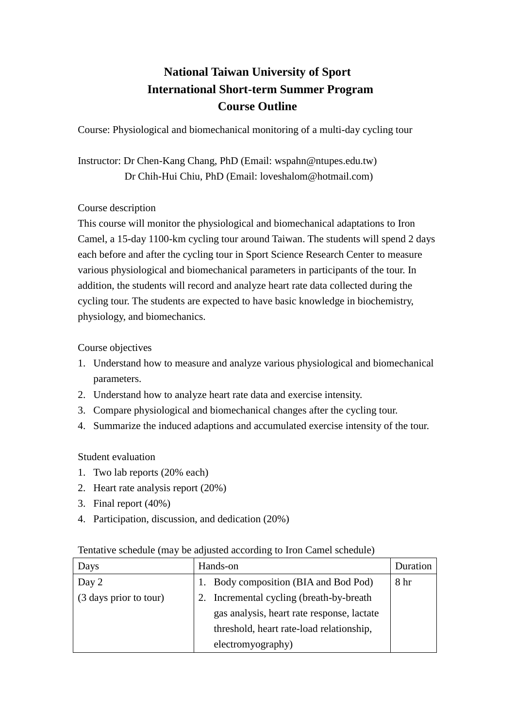# National Taiwan University of Sport
# International Short-term Summer Program
# Course Outline

Course: Physiological and biomechanical monitoring of a multi-day cycling tour

Instructor: Dr Chen-Kang Chang, PhD (Email: wspahn@ntupes.edu.tw)
Dr Chih-Hui Chiu, PhD (Email: loveshalom@hotmail.com)

Course description

This course will monitor the physiological and biomechanical adaptations to Iron Camel, a 15-day 1100-km cycling tour around Taiwan. The students will spend 2 days each before and after the cycling tour in Sport Science Research Center to measure various physiological and biomechanical parameters in participants of the tour. In addition, the students will record and analyze heart rate data collected during the cycling tour. The students are expected to have basic knowledge in biochemistry, physiology, and biomechanics.

Course objectives

1. Understand how to measure and analyze various physiological and biomechanical parameters.
2. Understand how to analyze heart rate data and exercise intensity.
3. Compare physiological and biomechanical changes after the cycling tour.
4. Summarize the induced adaptions and accumulated exercise intensity of the tour.

Student evaluation

1. Two lab reports (20% each)
2. Heart rate analysis report (20%)
3. Final report (40%)
4. Participation, discussion, and dedication (20%)

Tentative schedule (may be adjusted according to Iron Camel schedule)

| Days | Hands-on | Duration |
|---|---|---|
| Day 2<br>(3 days prior to tour) | 1. Body composition (BIA and Bod Pod)<br>2. Incremental cycling (breath-by-breath gas analysis, heart rate response, lactate threshold, heart rate-load relationship, electromyography) | 8 hr |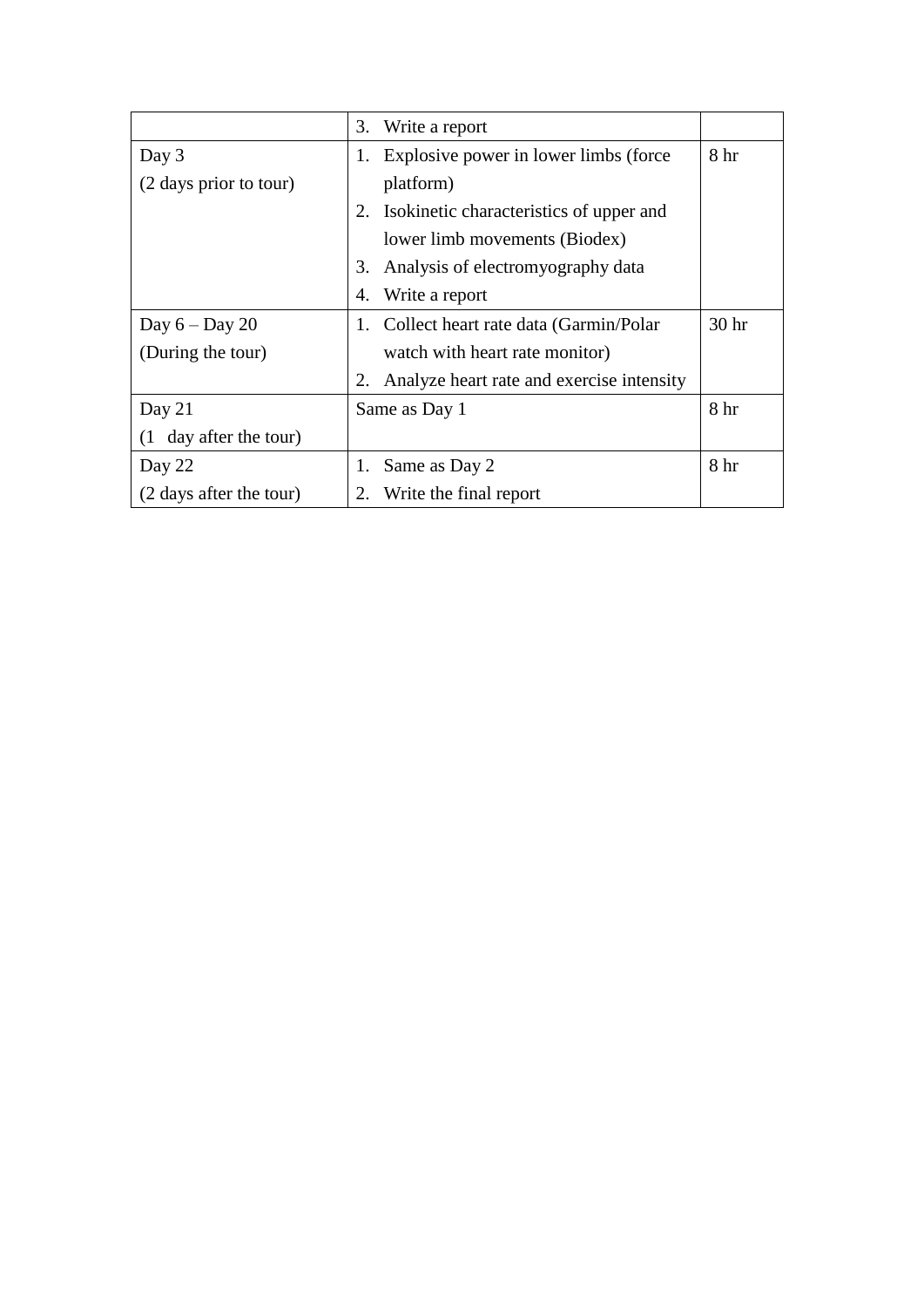| | | |
|---|---|---|
| | 3. Write a report | |
| Day 3<br>(2 days prior to tour) | 1. Explosive power in lower limbs (force platform)<br>2. Isokinetic characteristics of upper and lower limb movements (Biodex)<br>3. Analysis of electromyography data<br>4. Write a report | 8 hr |
| Day 6 – Day 20<br>(During the tour) | 1. Collect heart rate data (Garmin/Polar watch with heart rate monitor)<br>2. Analyze heart rate and exercise intensity | 30 hr |
| Day 21<br>(1 day after the tour) | Same as Day 1 | 8 hr |
| Day 22<br>(2 days after the tour) | 1. Same as Day 2<br>2. Write the final report | 8 hr |